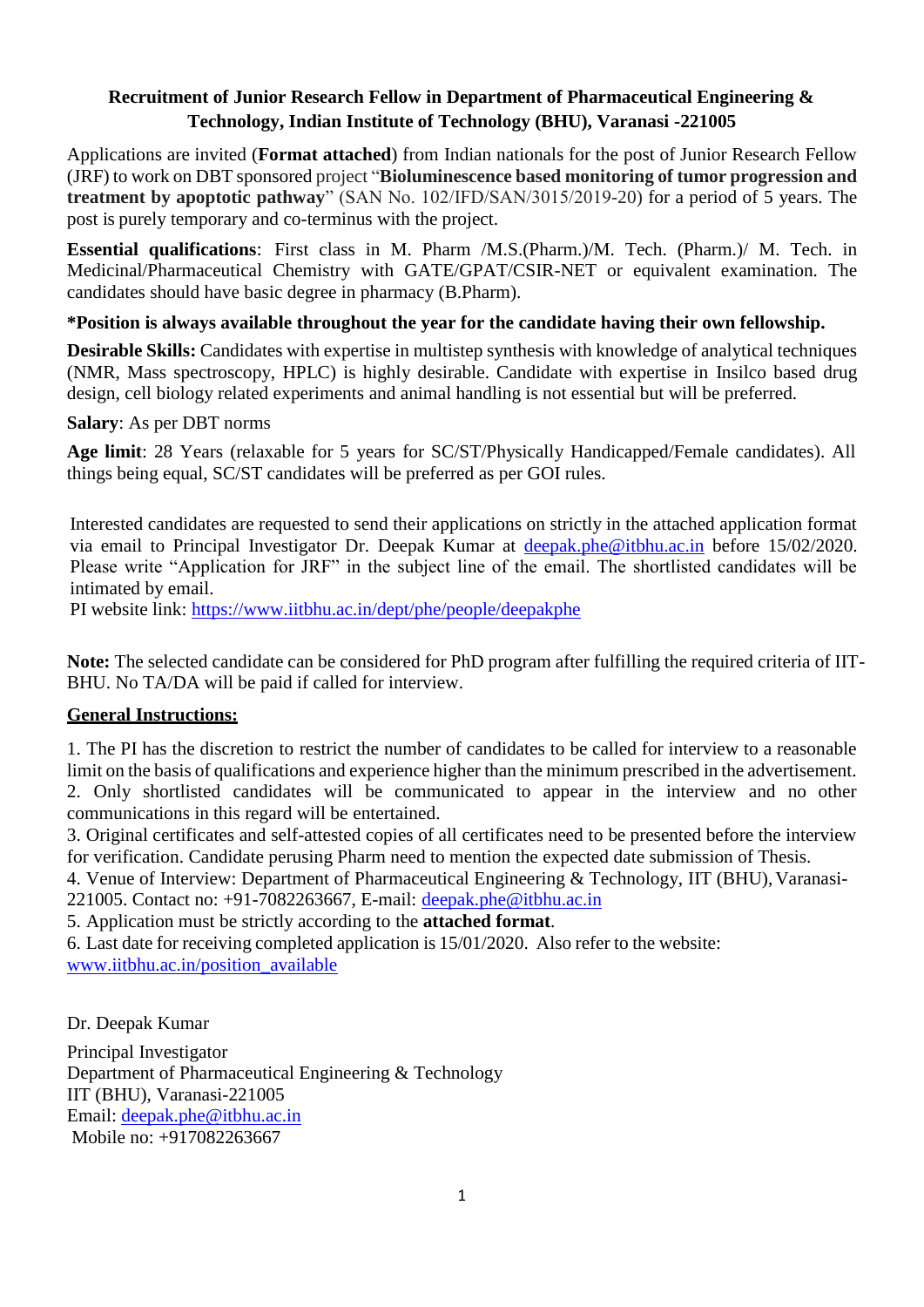# Recruitment of Junior Research Fellow in Department of Pharmaceutical Engineering & Technology, Indian Institute of Technology (BHU), Varanasi -221005

Applications are invited (**Format attached**) from Indian nationals for the post of Junior Research Fellow (JRF) to work on DBT sponsored project "**Bioluminescence based monitoring of tumor progression and treatment by apoptotic pathway**" (SAN No. 102/IFD/SAN/3015/2019-20) for a period of 5 years. The post is purely temporary and co-terminus with the project.

**Essential qualifications**: First class in M. Pharm /M.S.(Pharm.)/M. Tech. (Pharm.)/ M. Tech. in Medicinal/Pharmaceutical Chemistry with GATE/GPAT/CSIR-NET or equivalent examination. The candidates should have basic degree in pharmacy (B.Pharm).

**\*Position is always available throughout the year for the candidate having their own fellowship.**

**Desirable Skills:** Candidates with expertise in multistep synthesis with knowledge of analytical techniques (NMR, Mass spectroscopy, HPLC) is highly desirable. Candidate with expertise in Insilco based drug design, cell biology related experiments and animal handling is not essential but will be preferred.

**Salary**: As per DBT norms

**Age limit**: 28 Years (relaxable for 5 years for SC/ST/Physically Handicapped/Female candidates). All things being equal, SC/ST candidates will be preferred as per GOI rules.

Interested candidates are requested to send their applications on strictly in the attached application format via email to Principal Investigator Dr. Deepak Kumar at deepak.phe@itbhu.ac.in before 15/02/2020. Please write "Application for JRF" in the subject line of the email. The shortlisted candidates will be intimated by email.
PI website link: https://www.iitbhu.ac.in/dept/phe/people/deepakphe

**Note:** The selected candidate can be considered for PhD program after fulfilling the required criteria of IIT-BHU. No TA/DA will be paid if called for interview.

## General Instructions:

1. The PI has the discretion to restrict the number of candidates to be called for interview to a reasonable limit on the basis of qualifications and experience higher than the minimum prescribed in the advertisement.
2. Only shortlisted candidates will be communicated to appear in the interview and no other communications in this regard will be entertained.
3. Original certificates and self-attested copies of all certificates need to be presented before the interview for verification. Candidate perusing Pharm need to mention the expected date submission of Thesis.
4. Venue of Interview: Department of Pharmaceutical Engineering & Technology, IIT (BHU), Varanasi-221005. Contact no: +91-7082263667, E-mail: deepak.phe@itbhu.ac.in
5. Application must be strictly according to the **attached format**.
6. Last date for receiving completed application is 15/01/2020. Also refer to the website: www.iitbhu.ac.in/position_available

Dr. Deepak Kumar

Principal Investigator
Department of Pharmaceutical Engineering & Technology
IIT (BHU), Varanasi-221005
Email: deepak.phe@itbhu.ac.in
Mobile no: +917082263667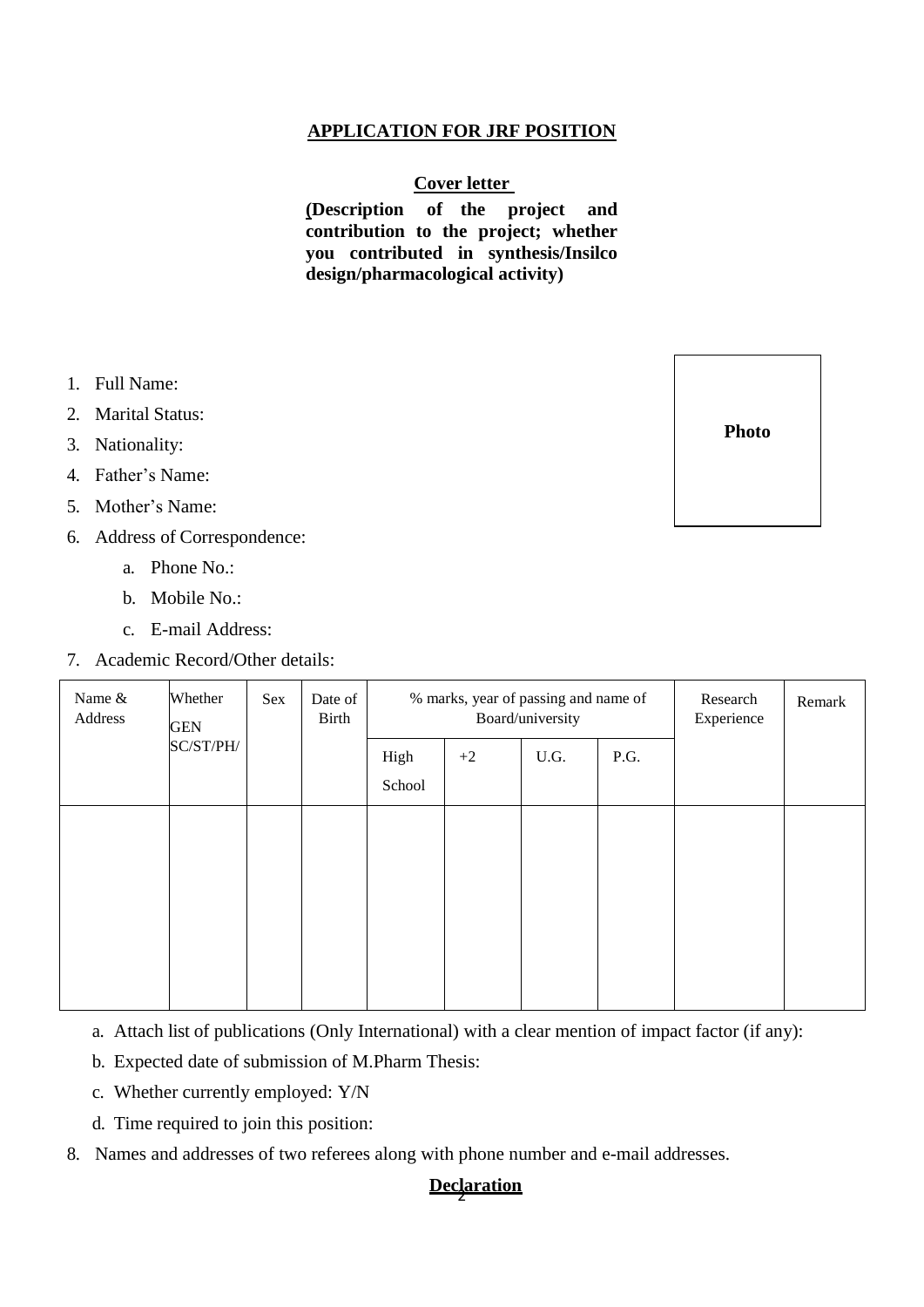## APPLICATION FOR JRF POSITION

**Cover letter**

**(Description of the project and contribution to the project; whether you contributed in synthesis/Insilco design/pharmacological activity)**

Photo

1. Full Name:
2. Marital Status:
3. Nationality:
4. Father's Name:
5. Mother's Name:
6. Address of Correspondence:
   a. Phone No.:
   b. Mobile No.:
   c. E-mail Address:
7. Academic Record/Other details:

| Name & Address | Whether GEN SC/ST/PH/ | Sex | Date of Birth | % marks, year of passing and name of Board/university | | | | Research Experience | Remark |
|---|---|---|---|---|---|---|---|---|---|
| | | | | High School | +2 | U.G. | P.G. | | |
| | | | | | | | | | |

   a. Attach list of publications (Only International) with a clear mention of impact factor (if any):
   b. Expected date of submission of M.Pharm Thesis:
   c. Whether currently employed: Y/N
   d. Time required to join this position:

8. Names and addresses of two referees along with phone number and e-mail addresses.

**Declaration**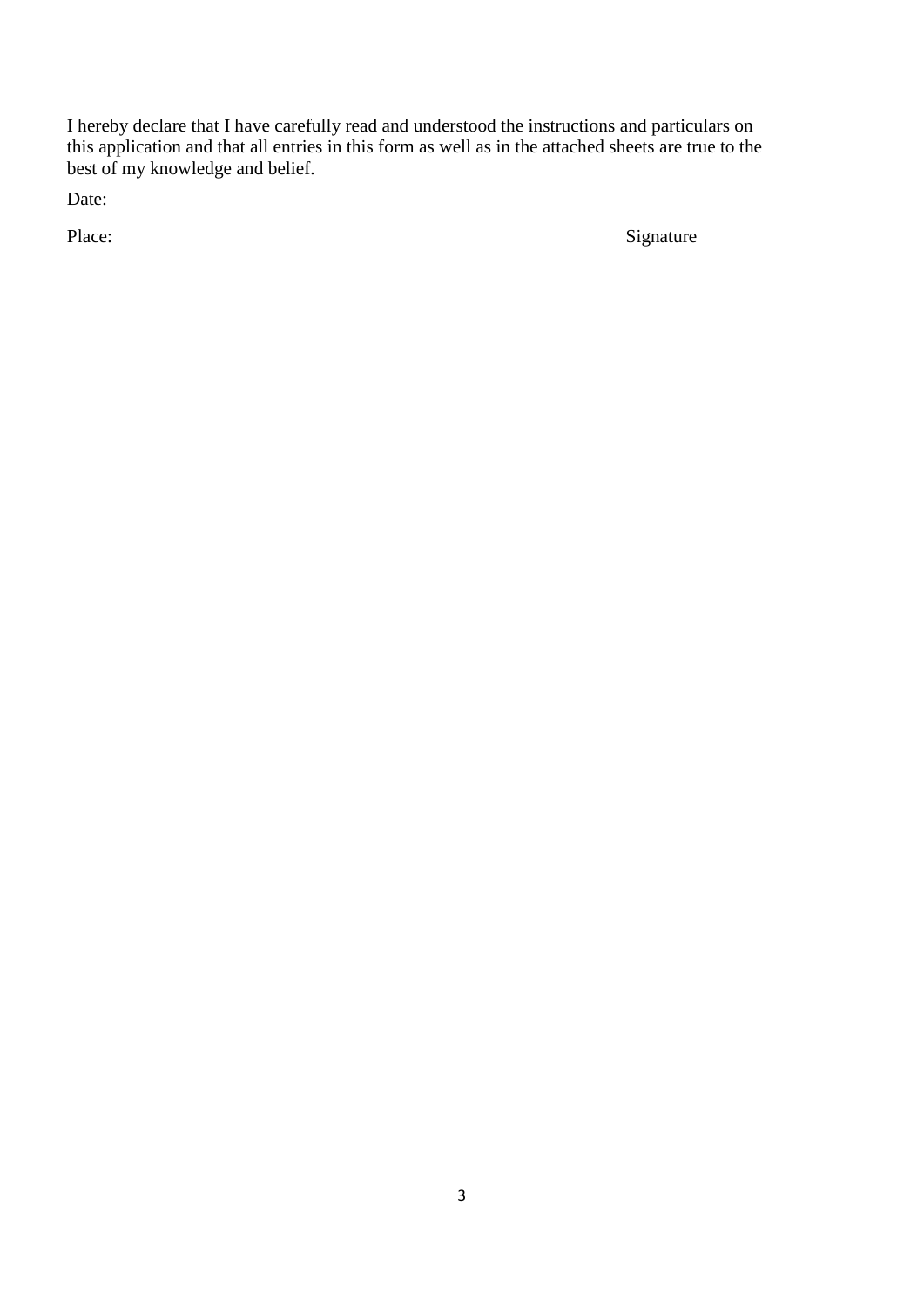I hereby declare that I have carefully read and understood the instructions and particulars on this application and that all entries in this form as well as in the attached sheets are true to the best of my knowledge and belief.

Date:

Place: Signature